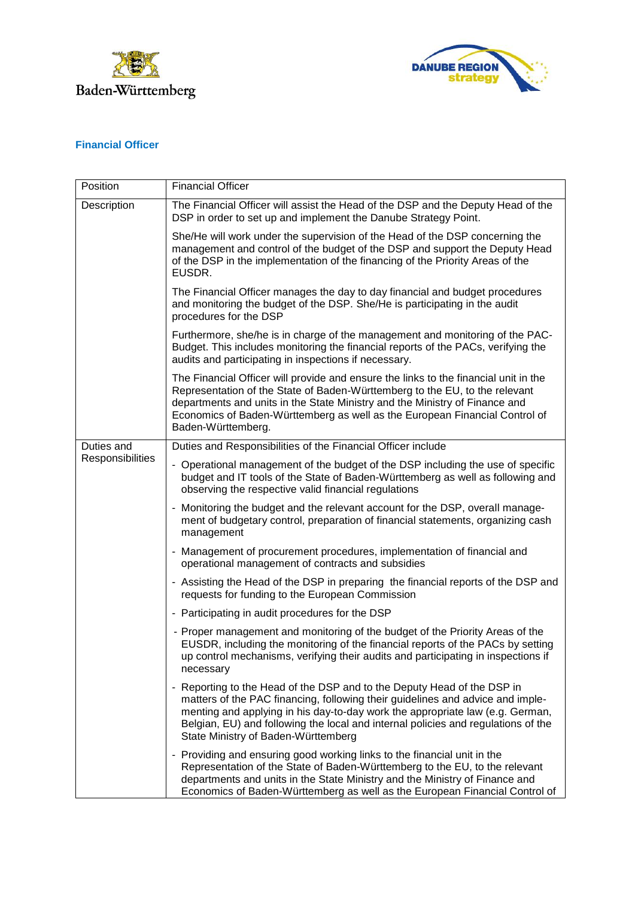Baden-Württemberg

DANUBE REGION strategy

## Financial Officer

| Position | Financial Officer |
| --- | --- |
| Description | The Financial Officer will assist the Head of the DSP and the Deputy Head of the DSP in order to set up and implement the Danube Strategy Point.<br><br>She/He will work under the supervision of the Head of the DSP concerning the management and control of the budget of the DSP and support the Deputy Head of the DSP in the implementation of the financing of the Priority Areas of the EUSDR.<br><br>The Financial Officer manages the day to day financial and budget procedures and monitoring the budget of the DSP. She/He is participating in the audit procedures for the DSP<br><br>Furthermore, she/he is in charge of the management and monitoring of the PAC-Budget. This includes monitoring the financial reports of the PACs, verifying the audits and participating in inspections if necessary.<br><br>The Financial Officer will provide and ensure the links to the financial unit in the Representation of the State of Baden-Württemberg to the EU, to the relevant departments and units in the State Ministry and the Ministry of Finance and Economics of Baden-Württemberg as well as the European Financial Control of Baden-Württemberg. |
| Duties and Responsibilities | Duties and Responsibilities of the Financial Officer include<br><br>- Operational management of the budget of the DSP including the use of specific budget and IT tools of the State of Baden-Württemberg as well as following and observing the respective valid financial regulations<br>- Monitoring the budget and the relevant account for the DSP, overall management of budgetary control, preparation of financial statements, organizing cash management<br>- Management of procurement procedures, implementation of financial and operational management of contracts and subsidies<br>- Assisting the Head of the DSP in preparing the financial reports of the DSP and requests for funding to the European Commission<br>- Participating in audit procedures for the DSP<br>- Proper management and monitoring of the budget of the Priority Areas of the EUSDR, including the monitoring of the financial reports of the PACs by setting up control mechanisms, verifying their audits and participating in inspections if necessary<br>- Reporting to the Head of the DSP and to the Deputy Head of the DSP in matters of the PAC financing, following their guidelines and advice and implementing and applying in his day-to-day work the appropriate law (e.g. German, Belgian, EU) and following the local and internal policies and regulations of the State Ministry of Baden-Württemberg<br>- Providing and ensuring good working links to the financial unit in the Representation of the State of Baden-Württemberg to the EU, to the relevant departments and units in the State Ministry and the Ministry of Finance and Economics of Baden-Württemberg as well as the European Financial Control of |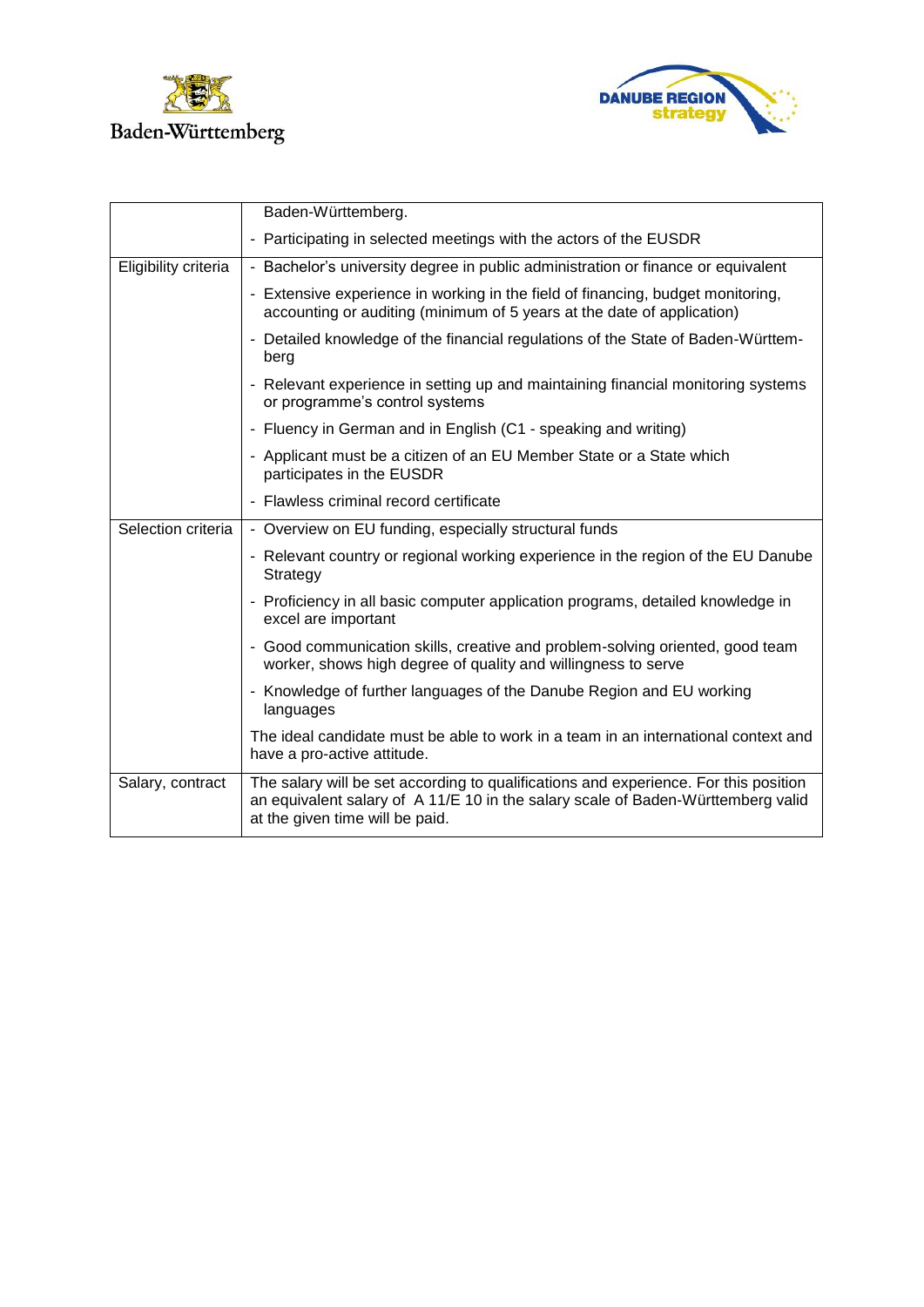| | |
|---|---|
| | Baden-Württemberg.<br>- Participating in selected meetings with the actors of the EUSDR |
| Eligibility criteria | - Bachelor's university degree in public administration or finance or equivalent<br>- Extensive experience in working in the field of financing, budget monitoring, accounting or auditing (minimum of 5 years at the date of application)<br>- Detailed knowledge of the financial regulations of the State of Baden-Württem-berg<br>- Relevant experience in setting up and maintaining financial monitoring systems or programme's control systems<br>- Fluency in German and in English (C1 - speaking and writing)<br>- Applicant must be a citizen of an EU Member State or a State which participates in the EUSDR<br>- Flawless criminal record certificate |
| Selection criteria | - Overview on EU funding, especially structural funds<br>- Relevant country or regional working experience in the region of the EU Danube Strategy<br>- Proficiency in all basic computer application programs, detailed knowledge in excel are important<br>- Good communication skills, creative and problem-solving oriented, good team worker, shows high degree of quality and willingness to serve<br>- Knowledge of further languages of the Danube Region and EU working languages<br>The ideal candidate must be able to work in a team in an international context and have a pro-active attitude. |
| Salary, contract | The salary will be set according to qualifications and experience. For this position an equivalent salary of A 11/E 10 in the salary scale of Baden-Württemberg valid at the given time will be paid. |